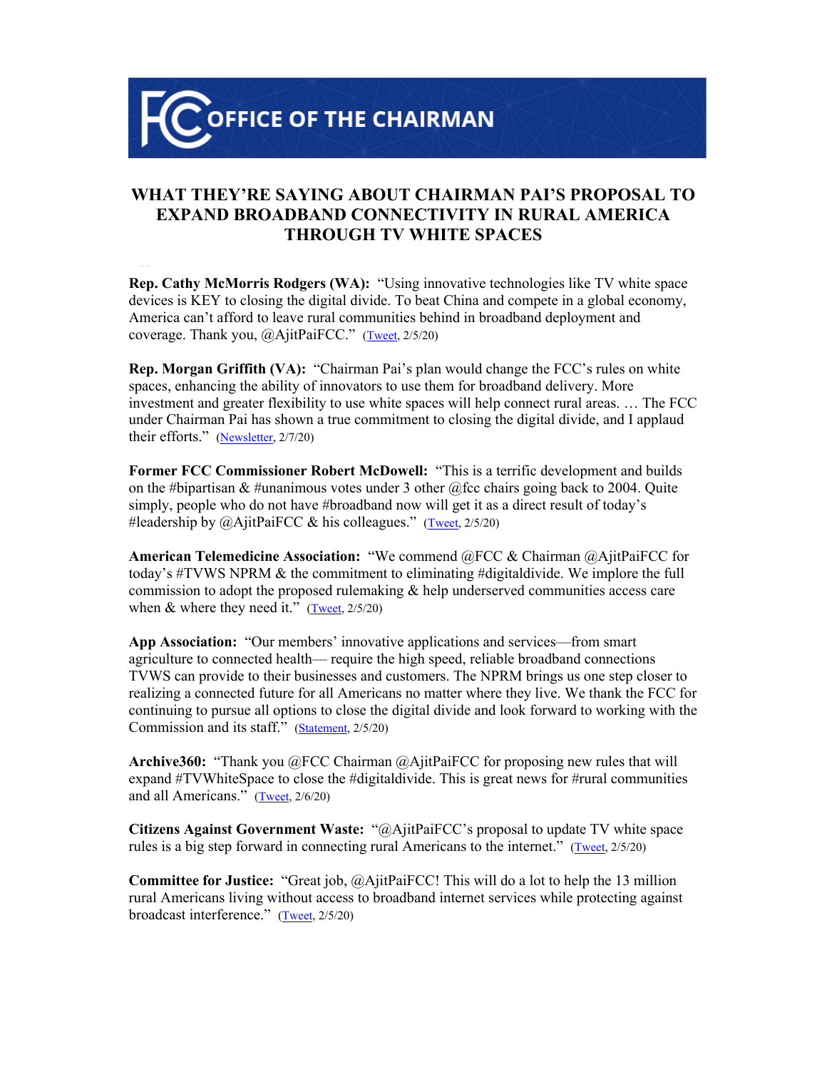# FCC OFFICE OF THE CHAIRMAN

## WHAT THEY'RE SAYING ABOUT CHAIRMAN PAI'S PROPOSAL TO EXPAND BROADBAND CONNECTIVITY IN RURAL AMERICA THROUGH TV WHITE SPACES

**Rep. Cathy McMorris Rodgers (WA):** "Using innovative technologies like TV white space devices is KEY to closing the digital divide. To beat China and compete in a global economy, America can't afford to leave rural communities behind in broadband deployment and coverage. Thank you, @AjitPaiFCC." (Tweet, 2/5/20)

**Rep. Morgan Griffith (VA):** "Chairman Pai's plan would change the FCC's rules on white spaces, enhancing the ability of innovators to use them for broadband delivery. More investment and greater flexibility to use white spaces will help connect rural areas. … The FCC under Chairman Pai has shown a true commitment to closing the digital divide, and I applaud their efforts." (Newsletter, 2/7/20)

**Former FCC Commissioner Robert McDowell:** "This is a terrific development and builds on the #bipartisan & #unanimous votes under 3 other @fcc chairs going back to 2004. Quite simply, people who do not have #broadband now will get it as a direct result of today's #leadership by @AjitPaiFCC & his colleagues." (Tweet, 2/5/20)

**American Telemedicine Association:** "We commend @FCC & Chairman @AjitPaiFCC for today's #TVWS NPRM & the commitment to eliminating #digitaldivide. We implore the full commission to adopt the proposed rulemaking & help underserved communities access care when & where they need it." (Tweet, 2/5/20)

**App Association:** "Our members' innovative applications and services—from smart agriculture to connected health— require the high speed, reliable broadband connections TVWS can provide to their businesses and customers. The NPRM brings us one step closer to realizing a connected future for all Americans no matter where they live. We thank the FCC for continuing to pursue all options to close the digital divide and look forward to working with the Commission and its staff." (Statement, 2/5/20)

**Archive360:** "Thank you @FCC Chairman @AjitPaiFCC for proposing new rules that will expand #TVWhiteSpace to close the #digitaldivide. This is great news for #rural communities and all Americans." (Tweet, 2/6/20)

**Citizens Against Government Waste:** "@AjitPaiFCC's proposal to update TV white space rules is a big step forward in connecting rural Americans to the internet." (Tweet, 2/5/20)

**Committee for Justice:** "Great job, @AjitPaiFCC! This will do a lot to help the 13 million rural Americans living without access to broadband internet services while protecting against broadcast interference." (Tweet, 2/5/20)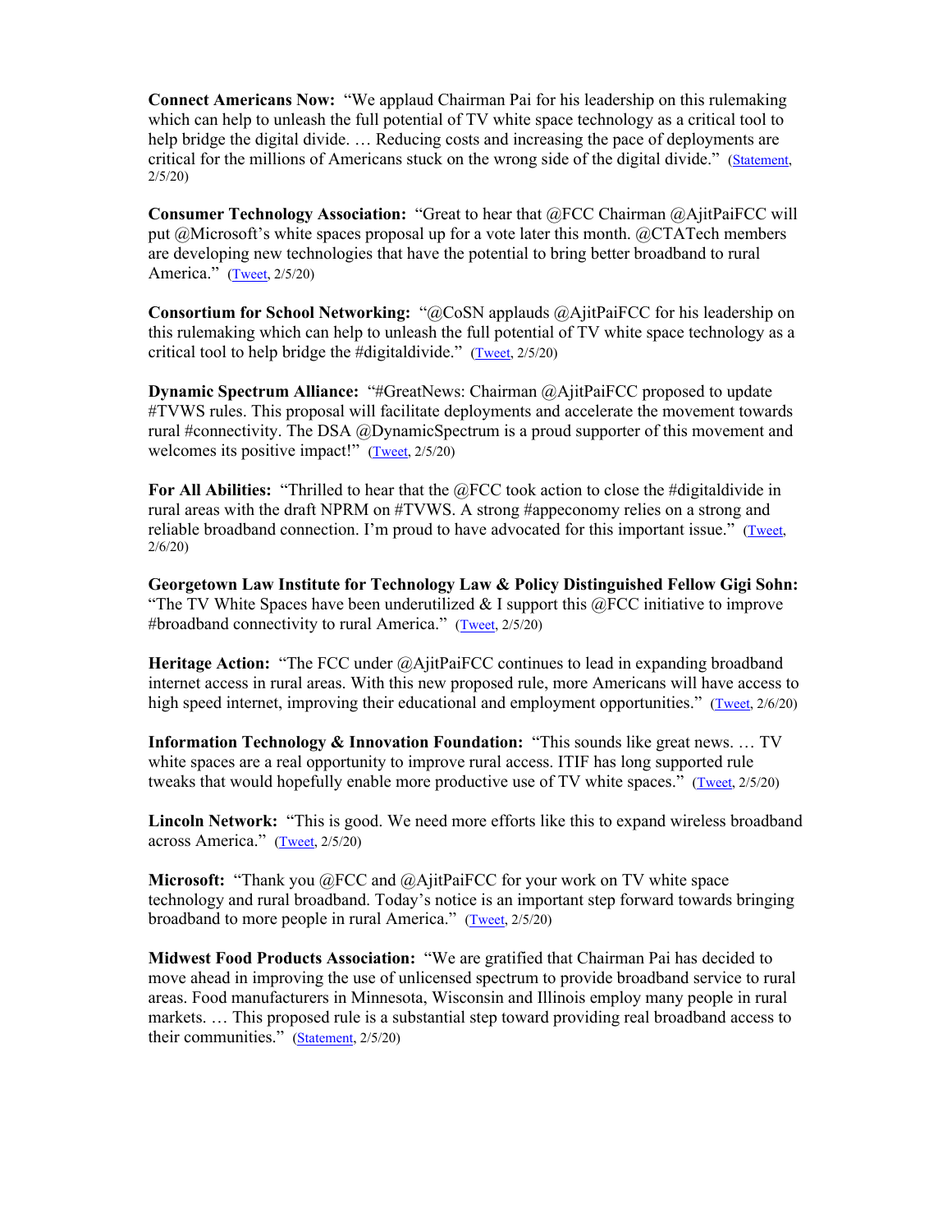**Connect Americans Now:** "We applaud Chairman Pai for his leadership on this rulemaking which can help to unleash the full potential of TV white space technology as a critical tool to help bridge the digital divide. … Reducing costs and increasing the pace of deployments are critical for the millions of Americans stuck on the wrong side of the digital divide." (Statement, 2/5/20)

**Consumer Technology Association:** "Great to hear that @FCC Chairman @AjitPaiFCC will put @Microsoft's white spaces proposal up for a vote later this month. @CTATech members are developing new technologies that have the potential to bring better broadband to rural America." (Tweet, 2/5/20)

**Consortium for School Networking:** "@CoSN applauds @AjitPaiFCC for his leadership on this rulemaking which can help to unleash the full potential of TV white space technology as a critical tool to help bridge the #digitaldivide." (Tweet, 2/5/20)

**Dynamic Spectrum Alliance:** "#GreatNews: Chairman @AjitPaiFCC proposed to update #TVWS rules. This proposal will facilitate deployments and accelerate the movement towards rural #connectivity. The DSA @DynamicSpectrum is a proud supporter of this movement and welcomes its positive impact!" (Tweet, 2/5/20)

**For All Abilities:** "Thrilled to hear that the @FCC took action to close the #digitaldivide in rural areas with the draft NPRM on #TVWS. A strong #appeconomy relies on a strong and reliable broadband connection. I'm proud to have advocated for this important issue." (Tweet, 2/6/20)

**Georgetown Law Institute for Technology Law & Policy Distinguished Fellow Gigi Sohn:** "The TV White Spaces have been underutilized & I support this @FCC initiative to improve #broadband connectivity to rural America." (Tweet, 2/5/20)

**Heritage Action:** "The FCC under @AjitPaiFCC continues to lead in expanding broadband internet access in rural areas. With this new proposed rule, more Americans will have access to high speed internet, improving their educational and employment opportunities." (Tweet, 2/6/20)

**Information Technology & Innovation Foundation:** "This sounds like great news. … TV white spaces are a real opportunity to improve rural access. ITIF has long supported rule tweaks that would hopefully enable more productive use of TV white spaces." (Tweet, 2/5/20)

**Lincoln Network:** "This is good. We need more efforts like this to expand wireless broadband across America." (Tweet, 2/5/20)

**Microsoft:** "Thank you @FCC and @AjitPaiFCC for your work on TV white space technology and rural broadband. Today's notice is an important step forward towards bringing broadband to more people in rural America." (Tweet, 2/5/20)

**Midwest Food Products Association:** "We are gratified that Chairman Pai has decided to move ahead in improving the use of unlicensed spectrum to provide broadband service to rural areas. Food manufacturers in Minnesota, Wisconsin and Illinois employ many people in rural markets. … This proposed rule is a substantial step toward providing real broadband access to their communities." (Statement, 2/5/20)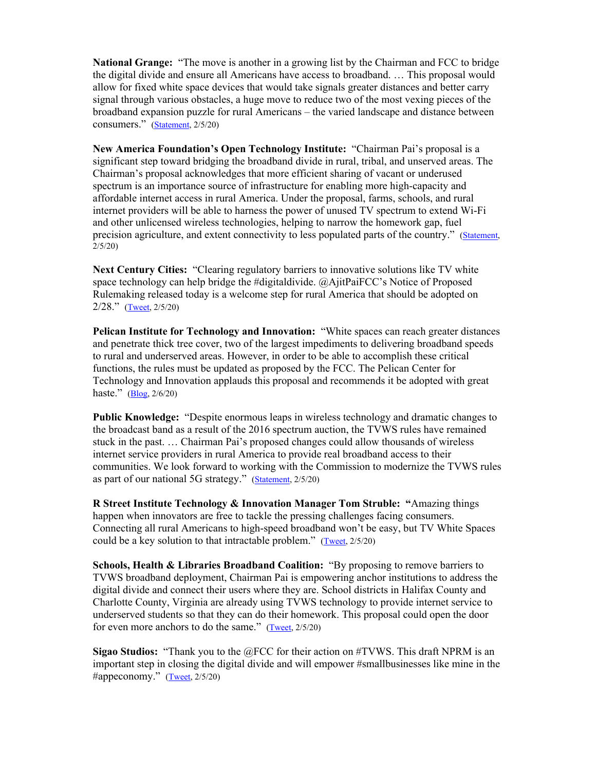**National Grange:** "The move is another in a growing list by the Chairman and FCC to bridge the digital divide and ensure all Americans have access to broadband. … This proposal would allow for fixed white space devices that would take signals greater distances and better carry signal through various obstacles, a huge move to reduce two of the most vexing pieces of the broadband expansion puzzle for rural Americans – the varied landscape and distance between consumers." (Statement, 2/5/20)

**New America Foundation's Open Technology Institute:** "Chairman Pai's proposal is a significant step toward bridging the broadband divide in rural, tribal, and unserved areas. The Chairman's proposal acknowledges that more efficient sharing of vacant or underused spectrum is an importance source of infrastructure for enabling more high-capacity and affordable internet access in rural America. Under the proposal, farms, schools, and rural internet providers will be able to harness the power of unused TV spectrum to extend Wi-Fi and other unlicensed wireless technologies, helping to narrow the homework gap, fuel precision agriculture, and extent connectivity to less populated parts of the country." (Statement, 2/5/20)

**Next Century Cities:** "Clearing regulatory barriers to innovative solutions like TV white space technology can help bridge the #digitaldivide. @AjitPaiFCC's Notice of Proposed Rulemaking released today is a welcome step for rural America that should be adopted on 2/28." (Tweet, 2/5/20)

**Pelican Institute for Technology and Innovation:** "White spaces can reach greater distances and penetrate thick tree cover, two of the largest impediments to delivering broadband speeds to rural and underserved areas. However, in order to be able to accomplish these critical functions, the rules must be updated as proposed by the FCC. The Pelican Center for Technology and Innovation applauds this proposal and recommends it be adopted with great haste." (Blog, 2/6/20)

**Public Knowledge:** "Despite enormous leaps in wireless technology and dramatic changes to the broadcast band as a result of the 2016 spectrum auction, the TVWS rules have remained stuck in the past. … Chairman Pai's proposed changes could allow thousands of wireless internet service providers in rural America to provide real broadband access to their communities. We look forward to working with the Commission to modernize the TVWS rules as part of our national 5G strategy." (Statement, 2/5/20)

**R Street Institute Technology & Innovation Manager Tom Struble: "**Amazing things happen when innovators are free to tackle the pressing challenges facing consumers. Connecting all rural Americans to high-speed broadband won't be easy, but TV White Spaces could be a key solution to that intractable problem." (Tweet, 2/5/20)

**Schools, Health & Libraries Broadband Coalition:** "By proposing to remove barriers to TVWS broadband deployment, Chairman Pai is empowering anchor institutions to address the digital divide and connect their users where they are. School districts in Halifax County and Charlotte County, Virginia are already using TVWS technology to provide internet service to underserved students so that they can do their homework. This proposal could open the door for even more anchors to do the same." (Tweet, 2/5/20)

**Sigao Studios:** "Thank you to the @FCC for their action on #TVWS. This draft NPRM is an important step in closing the digital divide and will empower #smallbusinesses like mine in the #appeconomy." (Tweet, 2/5/20)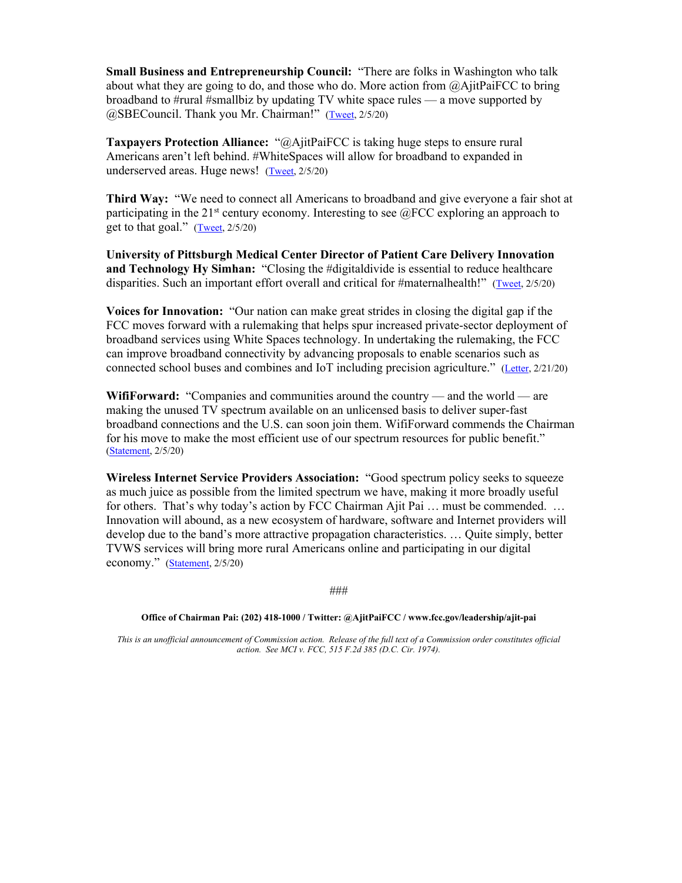**Small Business and Entrepreneurship Council:** "There are folks in Washington who talk about what they are going to do, and those who do. More action from @AjitPaiFCC to bring broadband to #rural #smallbiz by updating TV white space rules — a move supported by @SBECouncil. Thank you Mr. Chairman!" (Tweet, 2/5/20)

**Taxpayers Protection Alliance:** "@AjitPaiFCC is taking huge steps to ensure rural Americans aren't left behind. #WhiteSpaces will allow for broadband to expanded in underserved areas. Huge news! (Tweet, 2/5/20)

**Third Way:** "We need to connect all Americans to broadband and give everyone a fair shot at participating in the 21st century economy. Interesting to see @FCC exploring an approach to get to that goal." (Tweet, 2/5/20)

**University of Pittsburgh Medical Center Director of Patient Care Delivery Innovation and Technology Hy Simhan:** "Closing the #digitaldivide is essential to reduce healthcare disparities. Such an important effort overall and critical for #maternalhealth!" (Tweet, 2/5/20)

**Voices for Innovation:** "Our nation can make great strides in closing the digital gap if the FCC moves forward with a rulemaking that helps spur increased private-sector deployment of broadband services using White Spaces technology. In undertaking the rulemaking, the FCC can improve broadband connectivity by advancing proposals to enable scenarios such as connected school buses and combines and IoT including precision agriculture." (Letter, 2/21/20)

**WifiForward:** "Companies and communities around the country — and the world — are making the unused TV spectrum available on an unlicensed basis to deliver super-fast broadband connections and the U.S. can soon join them. WifiForward commends the Chairman for his move to make the most efficient use of our spectrum resources for public benefit." (Statement, 2/5/20)

**Wireless Internet Service Providers Association:** "Good spectrum policy seeks to squeeze as much juice as possible from the limited spectrum we have, making it more broadly useful for others. That's why today's action by FCC Chairman Ajit Pai … must be commended. … Innovation will abound, as a new ecosystem of hardware, software and Internet providers will develop due to the band's more attractive propagation characteristics. … Quite simply, better TVWS services will bring more rural Americans online and participating in our digital economy." (Statement, 2/5/20)

###

**Office of Chairman Pai: (202) 418-1000 / Twitter: @AjitPaiFCC / www.fcc.gov/leadership/ajit-pai**

*This is an unofficial announcement of Commission action. Release of the full text of a Commission order constitutes official action. See MCI v. FCC, 515 F.2d 385 (D.C. Cir. 1974).*